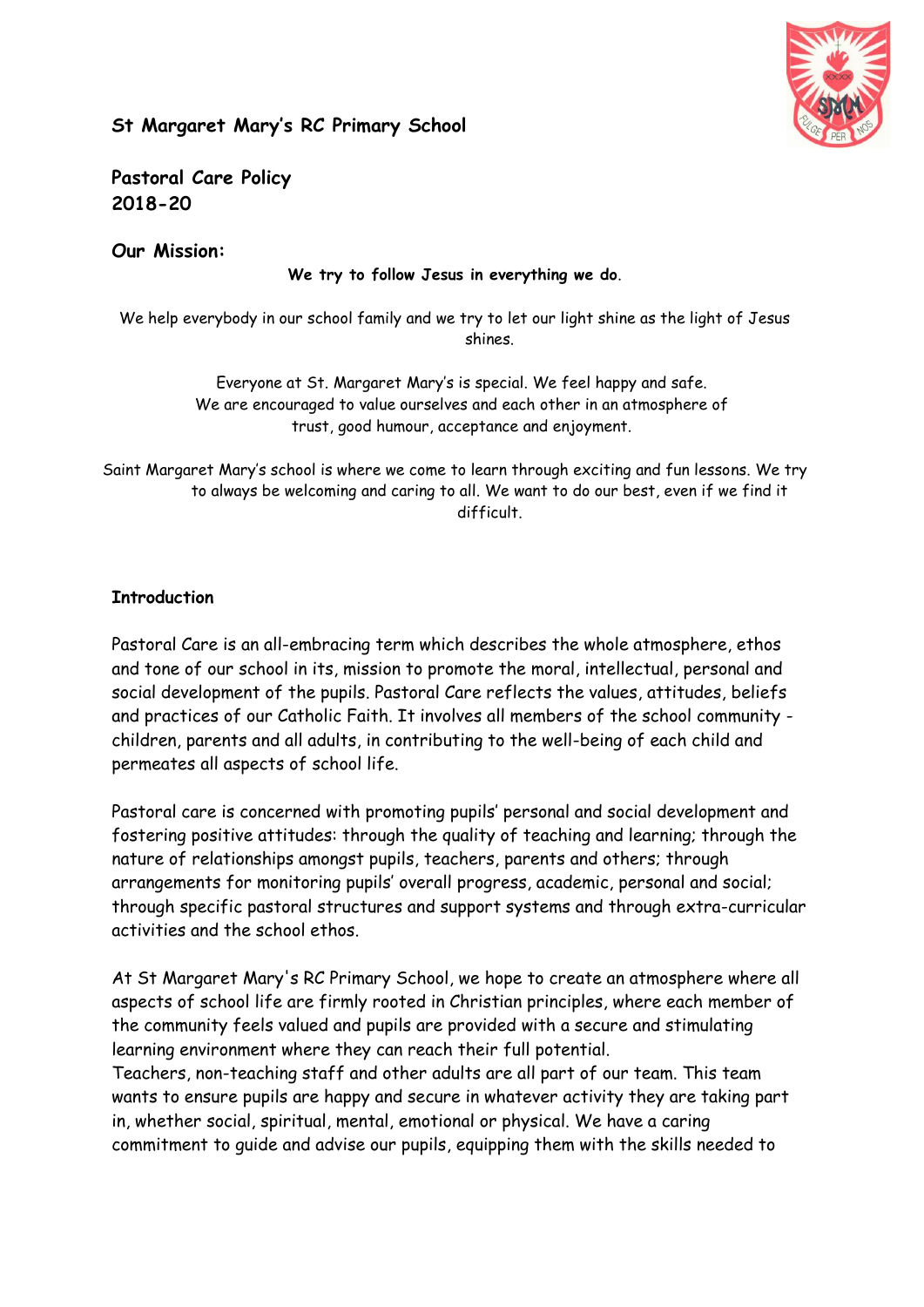# St Margaret Mary's RC Primary School

## Pastoral Care Policy
## 2018-20

## Our Mission:

**We try to follow Jesus in everything we do.**

We help everybody in our school family and we try to let our light shine as the light of Jesus shines.

Everyone at St. Margaret Mary's is special. We feel happy and safe.
We are encouraged to value ourselves and each other in an atmosphere of trust, good humour, acceptance and enjoyment.

Saint Margaret Mary's school is where we come to learn through exciting and fun lessons. We try to always be welcoming and caring to all. We want to do our best, even if we find it difficult.

### Introduction

Pastoral Care is an all-embracing term which describes the whole atmosphere, ethos and tone of our school in its, mission to promote the moral, intellectual, personal and social development of the pupils. Pastoral Care reflects the values, attitudes, beliefs and practices of our Catholic Faith. It involves all members of the school community - children, parents and all adults, in contributing to the well-being of each child and permeates all aspects of school life.

Pastoral care is concerned with promoting pupils' personal and social development and fostering positive attitudes: through the quality of teaching and learning; through the nature of relationships amongst pupils, teachers, parents and others; through arrangements for monitoring pupils' overall progress, academic, personal and social; through specific pastoral structures and support systems and through extra-curricular activities and the school ethos.

At St Margaret Mary's RC Primary School, we hope to create an atmosphere where all aspects of school life are firmly rooted in Christian principles, where each member of the community feels valued and pupils are provided with a secure and stimulating learning environment where they can reach their full potential.
Teachers, non-teaching staff and other adults are all part of our team. This team wants to ensure pupils are happy and secure in whatever activity they are taking part in, whether social, spiritual, mental, emotional or physical. We have a caring commitment to guide and advise our pupils, equipping them with the skills needed to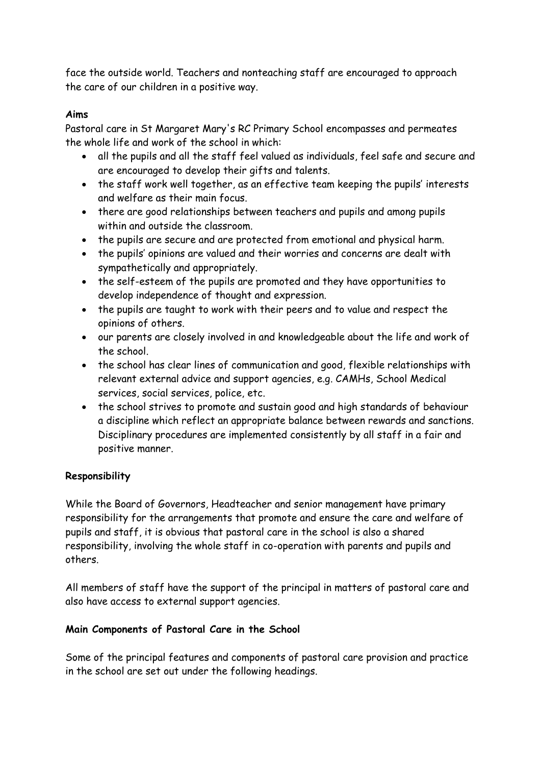face the outside world. Teachers and nonteaching staff are encouraged to approach the care of our children in a positive way.

**Aims**

Pastoral care in St Margaret Mary's RC Primary School encompasses and permeates the whole life and work of the school in which:

- all the pupils and all the staff feel valued as individuals, feel safe and secure and are encouraged to develop their gifts and talents.
- the staff work well together, as an effective team keeping the pupils' interests and welfare as their main focus.
- there are good relationships between teachers and pupils and among pupils within and outside the classroom.
- the pupils are secure and are protected from emotional and physical harm.
- the pupils' opinions are valued and their worries and concerns are dealt with sympathetically and appropriately.
- the self-esteem of the pupils are promoted and they have opportunities to develop independence of thought and expression.
- the pupils are taught to work with their peers and to value and respect the opinions of others.
- our parents are closely involved in and knowledgeable about the life and work of the school.
- the school has clear lines of communication and good, flexible relationships with relevant external advice and support agencies, e.g. CAMHs, School Medical services, social services, police, etc.
- the school strives to promote and sustain good and high standards of behaviour a discipline which reflect an appropriate balance between rewards and sanctions. Disciplinary procedures are implemented consistently by all staff in a fair and positive manner.

**Responsibility**

While the Board of Governors, Headteacher and senior management have primary responsibility for the arrangements that promote and ensure the care and welfare of pupils and staff, it is obvious that pastoral care in the school is also a shared responsibility, involving the whole staff in co-operation with parents and pupils and others.

All members of staff have the support of the principal in matters of pastoral care and also have access to external support agencies.

**Main Components of Pastoral Care in the School**

Some of the principal features and components of pastoral care provision and practice in the school are set out under the following headings.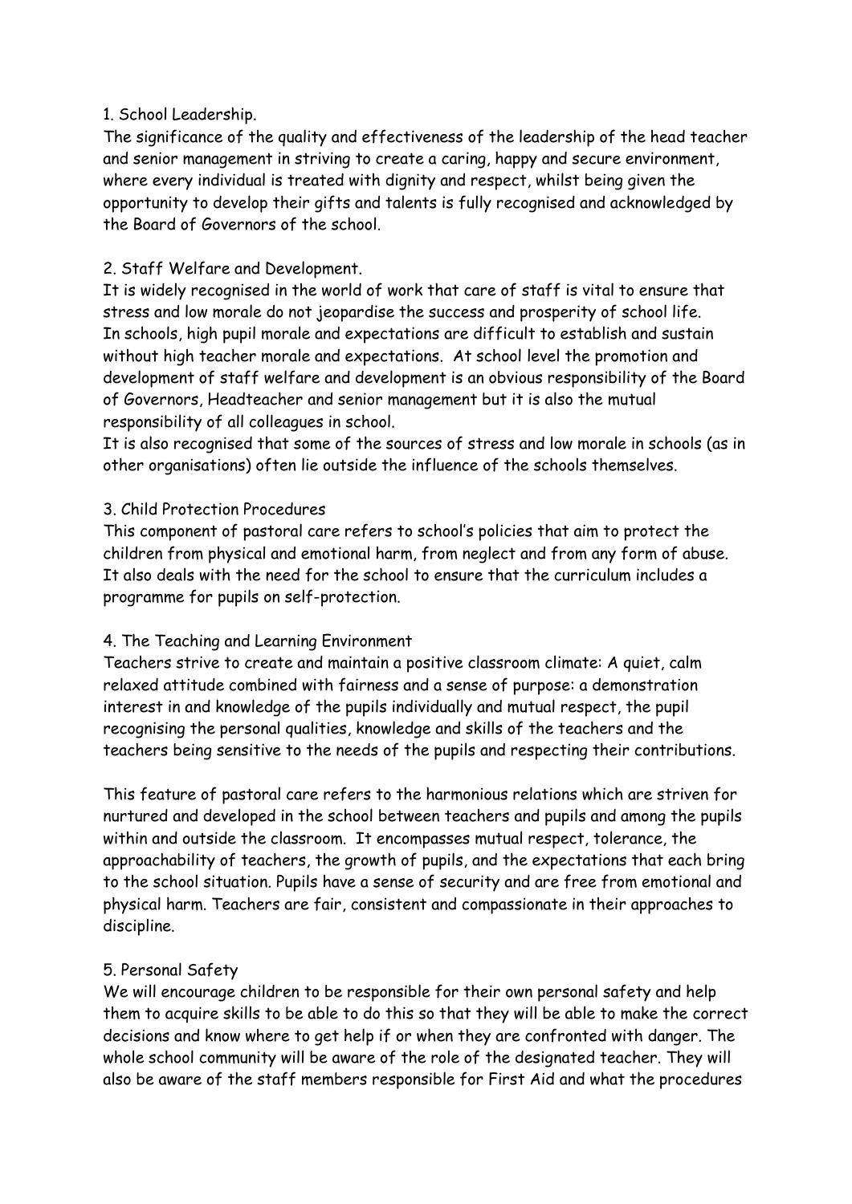1. School Leadership.

The significance of the quality and effectiveness of the leadership of the head teacher and senior management in striving to create a caring, happy and secure environment, where every individual is treated with dignity and respect, whilst being given the opportunity to develop their gifts and talents is fully recognised and acknowledged by the Board of Governors of the school.

2. Staff Welfare and Development.

It is widely recognised in the world of work that care of staff is vital to ensure that stress and low morale do not jeopardise the success and prosperity of school life. In schools, high pupil morale and expectations are difficult to establish and sustain without high teacher morale and expectations. At school level the promotion and development of staff welfare and development is an obvious responsibility of the Board of Governors, Headteacher and senior management but it is also the mutual responsibility of all colleagues in school.

It is also recognised that some of the sources of stress and low morale in schools (as in other organisations) often lie outside the influence of the schools themselves.

3. Child Protection Procedures

This component of pastoral care refers to school's policies that aim to protect the children from physical and emotional harm, from neglect and from any form of abuse. It also deals with the need for the school to ensure that the curriculum includes a programme for pupils on self-protection.

4. The Teaching and Learning Environment

Teachers strive to create and maintain a positive classroom climate: A quiet, calm relaxed attitude combined with fairness and a sense of purpose: a demonstration interest in and knowledge of the pupils individually and mutual respect, the pupil recognising the personal qualities, knowledge and skills of the teachers and the teachers being sensitive to the needs of the pupils and respecting their contributions.

This feature of pastoral care refers to the harmonious relations which are striven for nurtured and developed in the school between teachers and pupils and among the pupils within and outside the classroom. It encompasses mutual respect, tolerance, the approachability of teachers, the growth of pupils, and the expectations that each bring to the school situation. Pupils have a sense of security and are free from emotional and physical harm. Teachers are fair, consistent and compassionate in their approaches to discipline.

5. Personal Safety

We will encourage children to be responsible for their own personal safety and help them to acquire skills to be able to do this so that they will be able to make the correct decisions and know where to get help if or when they are confronted with danger. The whole school community will be aware of the role of the designated teacher. They will also be aware of the staff members responsible for First Aid and what the procedures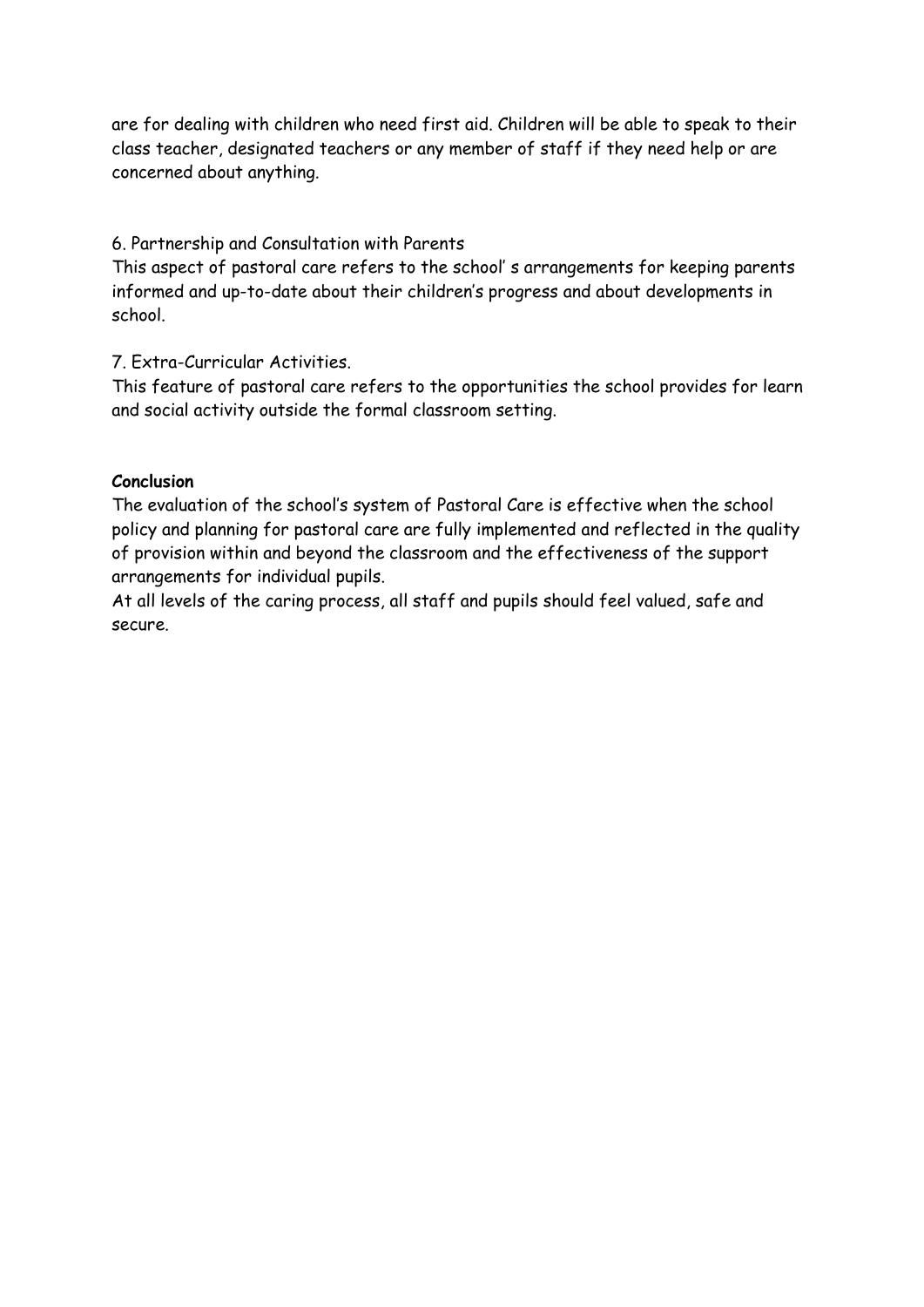are for dealing with children who need first aid. Children will be able to speak to their class teacher, designated teachers or any member of staff if they need help or are concerned about anything.

6. Partnership and Consultation with Parents

This aspect of pastoral care refers to the school' s arrangements for keeping parents informed and up-to-date about their children's progress and about developments in school.

7. Extra-Curricular Activities.

This feature of pastoral care refers to the opportunities the school provides for learn and social activity outside the formal classroom setting.

**Conclusion**

The evaluation of the school's system of Pastoral Care is effective when the school policy and planning for pastoral care are fully implemented and reflected in the quality of provision within and beyond the classroom and the effectiveness of the support arrangements for individual pupils.

At all levels of the caring process, all staff and pupils should feel valued, safe and secure.